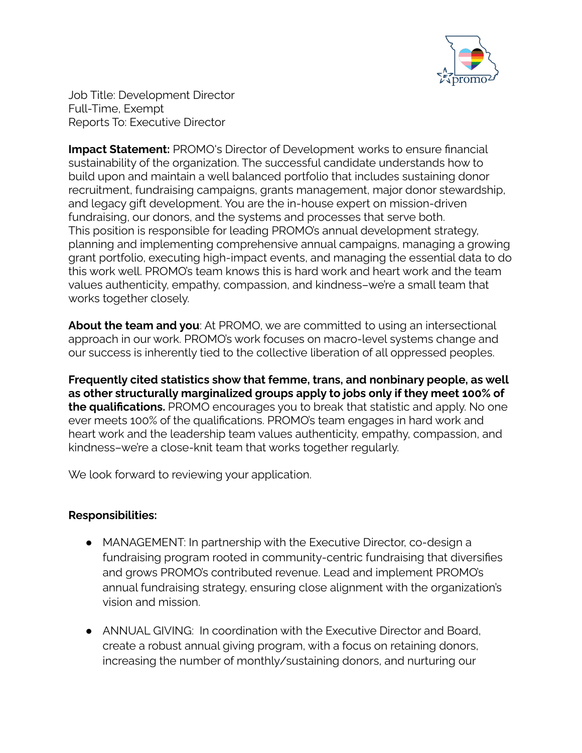Job Title: Development Director
Full-Time, Exempt
Reports To: Executive Director

**Impact Statement:** PROMO's Director of Development works to ensure financial sustainability of the organization. The successful candidate understands how to build upon and maintain a well balanced portfolio that includes sustaining donor recruitment, fundraising campaigns, grants management, major donor stewardship, and legacy gift development. You are the in-house expert on mission-driven fundraising, our donors, and the systems and processes that serve both.
This position is responsible for leading PROMO's annual development strategy, planning and implementing comprehensive annual campaigns, managing a growing grant portfolio, executing high-impact events, and managing the essential data to do this work well. PROMO's team knows this is hard work and heart work and the team values authenticity, empathy, compassion, and kindness–we're a small team that works together closely.

**About the team and you**: At PROMO, we are committed to using an intersectional approach in our work. PROMO's work focuses on macro-level systems change and our success is inherently tied to the collective liberation of all oppressed peoples.

**Frequently cited statistics show that femme, trans, and nonbinary people, as well as other structurally marginalized groups apply to jobs only if they meet 100% of the qualifications.** PROMO encourages you to break that statistic and apply. No one ever meets 100% of the qualifications. PROMO's team engages in hard work and heart work and the leadership team values authenticity, empathy, compassion, and kindness–we're a close-knit team that works together regularly.

We look forward to reviewing your application.

**Responsibilities:**

- MANAGEMENT: In partnership with the Executive Director, co-design a fundraising program rooted in community-centric fundraising that diversifies and grows PROMO's contributed revenue. Lead and implement PROMO's annual fundraising strategy, ensuring close alignment with the organization's vision and mission.
- ANNUAL GIVING: In coordination with the Executive Director and Board, create a robust annual giving program, with a focus on retaining donors, increasing the number of monthly/sustaining donors, and nurturing our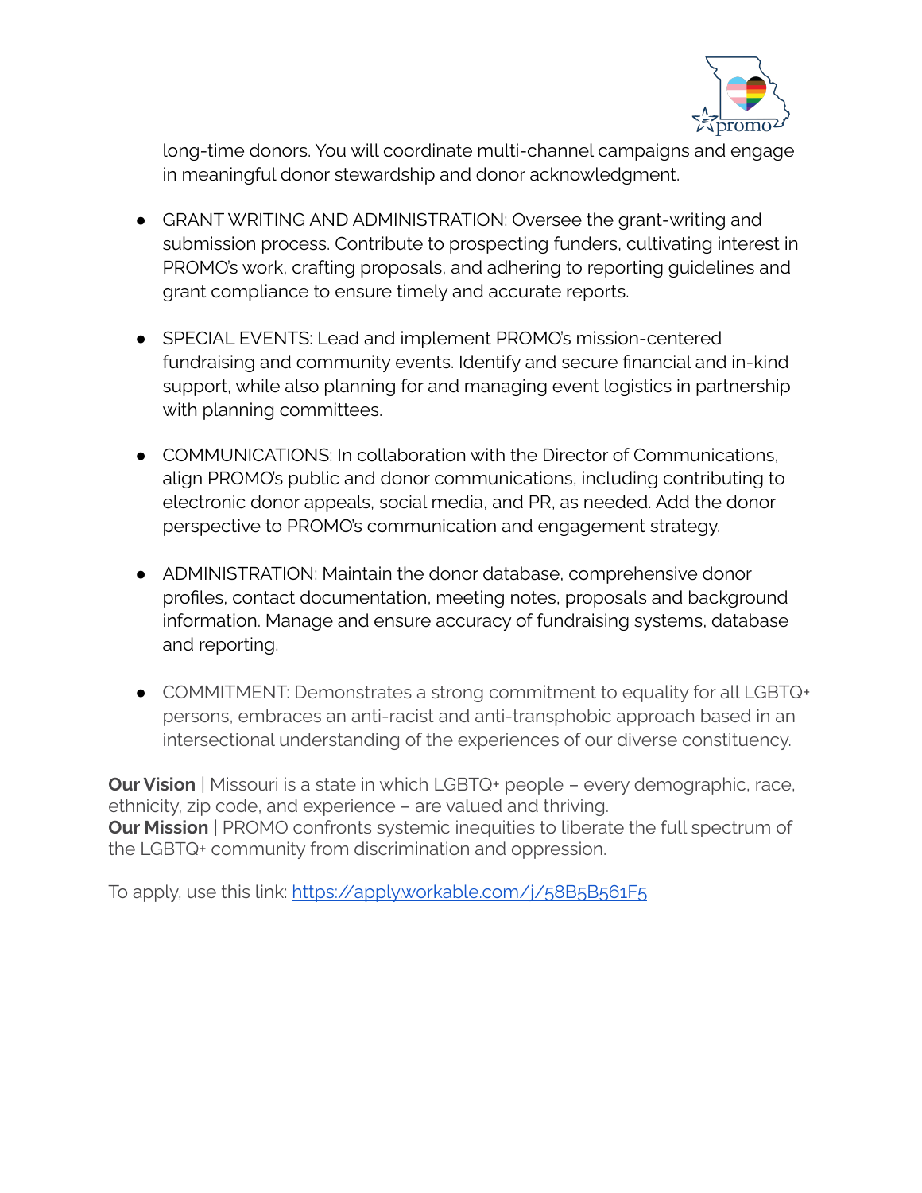long-time donors. You will coordinate multi-channel campaigns and engage in meaningful donor stewardship and donor acknowledgment.

- GRANT WRITING AND ADMINISTRATION: Oversee the grant-writing and submission process. Contribute to prospecting funders, cultivating interest in PROMO's work, crafting proposals, and adhering to reporting guidelines and grant compliance to ensure timely and accurate reports.

- SPECIAL EVENTS: Lead and implement PROMO's mission-centered fundraising and community events. Identify and secure financial and in-kind support, while also planning for and managing event logistics in partnership with planning committees.

- COMMUNICATIONS: In collaboration with the Director of Communications, align PROMO's public and donor communications, including contributing to electronic donor appeals, social media, and PR, as needed. Add the donor perspective to PROMO's communication and engagement strategy.

- ADMINISTRATION: Maintain the donor database, comprehensive donor profiles, contact documentation, meeting notes, proposals and background information. Manage and ensure accuracy of fundraising systems, database and reporting.

- COMMITMENT: Demonstrates a strong commitment to equality for all LGBTQ+ persons, embraces an anti-racist and anti-transphobic approach based in an intersectional understanding of the experiences of our diverse constituency.

**Our Vision** | Missouri is a state in which LGBTQ+ people – every demographic, race, ethnicity, zip code, and experience – are valued and thriving.
**Our Mission** | PROMO confronts systemic inequities to liberate the full spectrum of the LGBTQ+ community from discrimination and oppression.

To apply, use this link: [https://apply.workable.com/j/58B5B561F5](https://apply.workable.com/j/58B5B561F5)